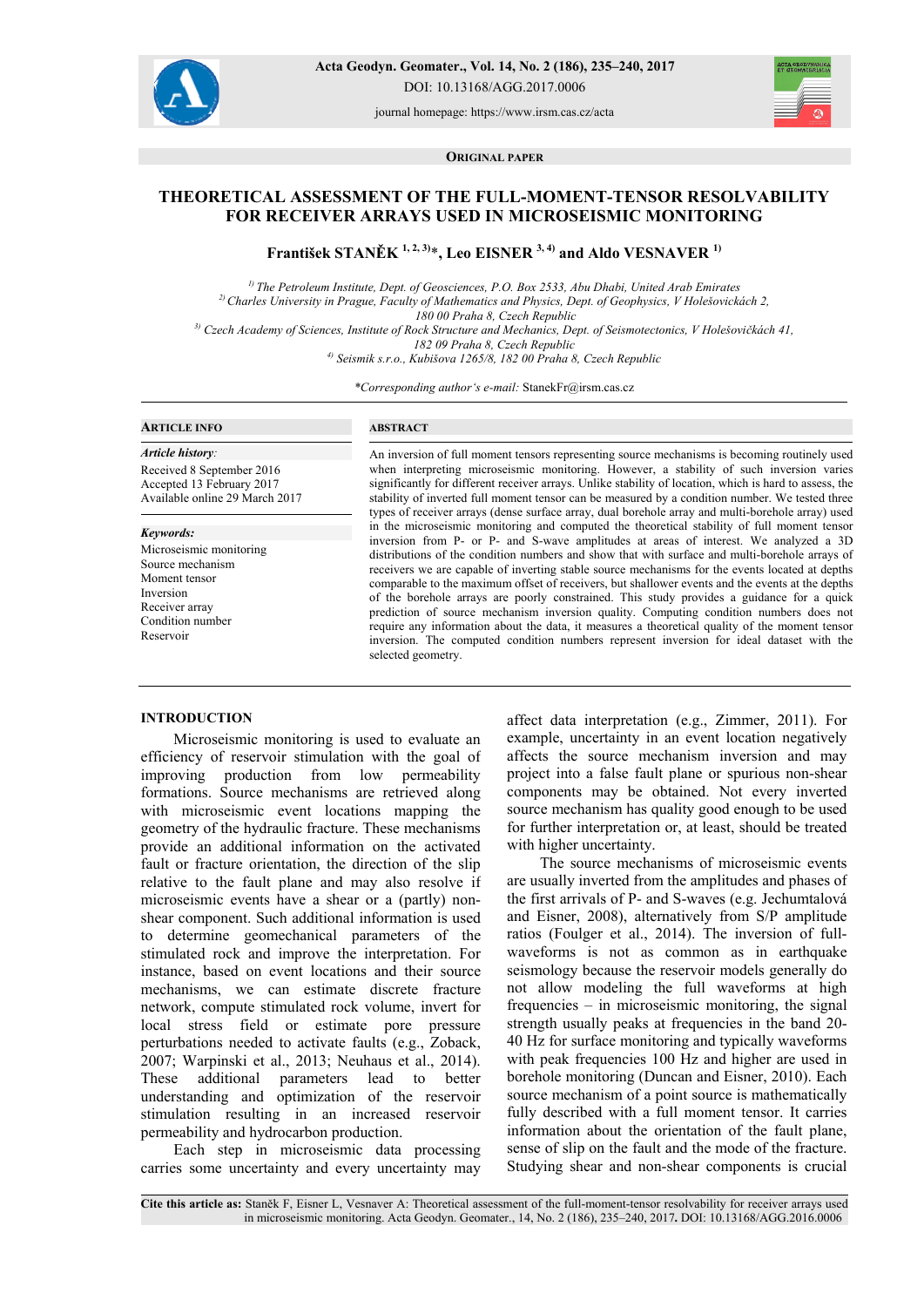ORIGINAL PAPER

# THEORETICAL ASSESSMENT OF THE FULL-MOMENT-TENSOR RESOLVABILITY FOR RECEIVER ARRAYS USED IN MICROSEISMIC MONITORING

**František STANĚK [1, 2, 3)]*, Leo EISNER [3, 4)] and Aldo VESNAVER [1)]**

*[1)] The Petroleum Institute, Dept. of Geosciences, P.O. Box 2533, Abu Dhabi, United Arab Emirates*
*[2)] Charles University in Prague, Faculty of Mathematics and Physics, Dept. of Geophysics, V Holešovičkách 2, 180 00 Praha 8, Czech Republic*
*[3)] Czech Academy of Sciences, Institute of Rock Structure and Mechanics, Dept. of Seismotectonics, V Holešovičkách 41, 182 09 Praha 8, Czech Republic*
*[4)] Seismik s.r.o., Kubišova 1265/8, 182 00 Praha 8, Czech Republic*

*Corresponding author's e-mail:* StanekFr@irsm.cas.cz

## ARTICLE INFO

*Article history:*
Received 8 September 2016
Accepted 13 February 2017
Available online 29 March 2017

*Keywords:*
Microseismic monitoring
Source mechanism
Moment tensor
Inversion
Receiver array
Condition number
Reservoir

## ABSTRACT

An inversion of full moment tensors representing source mechanisms is becoming routinely used when interpreting microseismic monitoring. However, a stability of such inversion varies significantly for different receiver arrays. Unlike stability of location, which is hard to assess, the stability of inverted full moment tensor can be measured by a condition number. We tested three types of receiver arrays (dense surface array, dual borehole array and multi-borehole array) used in the microseismic monitoring and computed the theoretical stability of full moment tensor inversion from P- or P- and S-wave amplitudes at areas of interest. We analyzed a 3D distributions of the condition numbers and show that with surface and multi-borehole arrays of receivers we are capable of inverting stable source mechanisms for the events located at depths comparable to the maximum offset of receivers, but shallower events and the events at the depths of the borehole arrays are poorly constrained. This study provides a guidance for a quick prediction of source mechanism inversion quality. Computing condition numbers does not require any information about the data, it measures a theoretical quality of the moment tensor inversion. The computed condition numbers represent inversion for ideal dataset with the selected geometry.

## INTRODUCTION

Microseismic monitoring is used to evaluate an efficiency of reservoir stimulation with the goal of improving production from low permeability formations. Source mechanisms are retrieved along with microseismic event locations mapping the geometry of the hydraulic fracture. These mechanisms provide an additional information on the activated fault or fracture orientation, the direction of the slip relative to the fault plane and may also resolve if microseismic events have a shear or a (partly) non-shear component. Such additional information is used to determine geomechanical parameters of the stimulated rock and improve the interpretation. For instance, based on event locations and their source mechanisms, we can estimate discrete fracture network, compute stimulated rock volume, invert for local stress field or estimate pore pressure perturbations needed to activate faults (e.g., Zoback, 2007; Warpinski et al., 2013; Neuhaus et al., 2014). These additional parameters lead to better understanding and optimization of the reservoir stimulation resulting in an increased reservoir permeability and hydrocarbon production.

Each step in microseismic data processing carries some uncertainty and every uncertainty may affect data interpretation (e.g., Zimmer, 2011). For example, uncertainty in an event location negatively affects the source mechanism inversion and may project into a false fault plane or spurious non-shear components may be obtained. Not every inverted source mechanism has quality good enough to be used for further interpretation or, at least, should be treated with higher uncertainty.

The source mechanisms of microseismic events are usually inverted from the amplitudes and phases of the first arrivals of P- and S-waves (e.g. Jechumtalová and Eisner, 2008), alternatively from S/P amplitude ratios (Foulger et al., 2014). The inversion of full-waveforms is not as common as in earthquake seismology because the reservoir models generally do not allow modeling the full waveforms at high frequencies – in microseismic monitoring, the signal strength usually peaks at frequencies in the band 20-40 Hz for surface monitoring and typically waveforms with peak frequencies 100 Hz and higher are used in borehole monitoring (Duncan and Eisner, 2010). Each source mechanism of a point source is mathematically fully described with a full moment tensor. It carries information about the orientation of the fault plane, sense of slip on the fault and the mode of the fracture. Studying shear and non-shear components is crucial

**Cite this article as:** Staněk F, Eisner L, Vesnaver A: Theoretical assessment of the full-moment-tensor resolvability for receiver arrays used in microseismic monitoring. Acta Geodyn. Geomater., 14, No. 2 (186), 235–240, 2017. DOI: 10.13168/AGG.2016.0006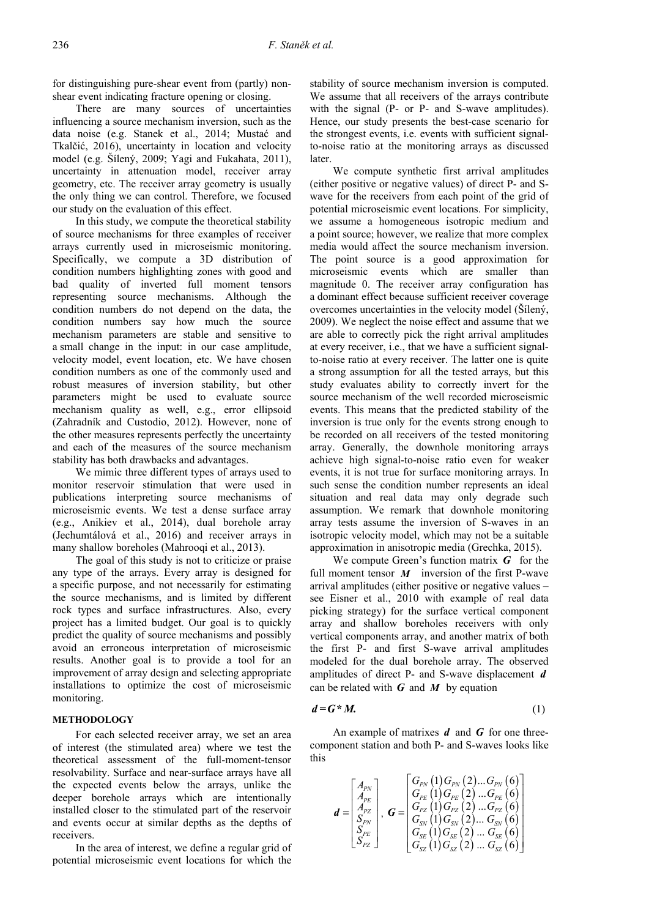for distinguishing pure-shear event from (partly) non-shear event indicating fracture opening or closing.

There are many sources of uncertainties influencing a source mechanism inversion, such as the data noise (e.g. Stanek et al., 2014; Mustać and Tkalčić, 2016), uncertainty in location and velocity model (e.g. Šílený, 2009; Yagi and Fukahata, 2011), uncertainty in attenuation model, receiver array geometry, etc. The receiver array geometry is usually the only thing we can control. Therefore, we focused our study on the evaluation of this effect.

In this study, we compute the theoretical stability of source mechanisms for three examples of receiver arrays currently used in microseismic monitoring. Specifically, we compute a 3D distribution of condition numbers highlighting zones with good and bad quality of inverted full moment tensors representing source mechanisms. Although the condition numbers do not depend on the data, the condition numbers say how much the source mechanism parameters are stable and sensitive to a small change in the input: in our case amplitude, velocity model, event location, etc. We have chosen condition numbers as one of the commonly used and robust measures of inversion stability, but other parameters might be used to evaluate source mechanism quality as well, e.g., error ellipsoid (Zahradník and Custodio, 2012). However, none of the other measures represents perfectly the uncertainty and each of the measures of the source mechanism stability has both drawbacks and advantages.

We mimic three different types of arrays used to monitor reservoir stimulation that were used in publications interpreting source mechanisms of microseismic events. We test a dense surface array (e.g., Anikiev et al., 2014), dual borehole array (Jechumtálová et al., 2016) and receiver arrays in many shallow boreholes (Mahrooqi et al., 2013).

The goal of this study is not to criticize or praise any type of the arrays. Every array is designed for a specific purpose, and not necessarily for estimating the source mechanisms, and is limited by different rock types and surface infrastructures. Also, every project has a limited budget. Our goal is to quickly predict the quality of source mechanisms and possibly avoid an erroneous interpretation of microseismic results. Another goal is to provide a tool for an improvement of array design and selecting appropriate installations to optimize the cost of microseismic monitoring.

## METHODOLOGY

For each selected receiver array, we set an area of interest (the stimulated area) where we test the theoretical assessment of the full-moment-tensor resolvability. Surface and near-surface arrays have all the expected events below the arrays, unlike the deeper borehole arrays which are intentionally installed closer to the stimulated part of the reservoir and events occur at similar depths as the depths of receivers.

In the area of interest, we define a regular grid of potential microseismic event locations for which the stability of source mechanism inversion is computed. We assume that all receivers of the arrays contribute with the signal (P- or P- and S-wave amplitudes). Hence, our study presents the best-case scenario for the strongest events, i.e. events with sufficient signal-to-noise ratio at the monitoring arrays as discussed later.

We compute synthetic first arrival amplitudes (either positive or negative values) of direct P- and S-wave for the receivers from each point of the grid of potential microseismic event locations. For simplicity, we assume a homogeneous isotropic medium and a point source; however, we realize that more complex media would affect the source mechanism inversion. The point source is a good approximation for microseismic events which are smaller than magnitude 0. The receiver array configuration has a dominant effect because sufficient receiver coverage overcomes uncertainties in the velocity model (Šílený, 2009). We neglect the noise effect and assume that we are able to correctly pick the right arrival amplitudes at every receiver, i.e., that we have a sufficient signal-to-noise ratio at every receiver. The latter one is quite a strong assumption for all the tested arrays, but this study evaluates ability to correctly invert for the source mechanism of the well recorded microseismic events. This means that the predicted stability of the inversion is true only for the events strong enough to be recorded on all receivers of the tested monitoring array. Generally, the downhole monitoring arrays achieve high signal-to-noise ratio even for weaker events, it is not true for surface monitoring arrays. In such sense the condition number represents an ideal situation and real data may only degrade such assumption. We remark that downhole monitoring array tests assume the inversion of S-waves in an isotropic velocity model, which may not be a suitable approximation in anisotropic media (Grechka, 2015).

We compute Green's function matrix $\boldsymbol{G}$ for the full moment tensor $\boldsymbol{M}$ inversion of the first P-wave arrival amplitudes (either positive or negative values – see Eisner et al., 2010 with example of real data picking strategy) for the surface vertical component array and shallow boreholes receivers with only vertical components array, and another matrix of both the first P- and first S-wave arrival amplitudes modeled for the dual borehole array. The observed amplitudes of direct P- and S-wave displacement $\boldsymbol{d}$ can be related with $\boldsymbol{G}$ and $\boldsymbol{M}$ by equation

$$\boldsymbol{d} = \boldsymbol{G} * \boldsymbol{M}. \tag{1}$$

An example of matrixes $\boldsymbol{d}$ and $\boldsymbol{G}$ for one three-component station and both P- and S-waves looks like this

$$\boldsymbol{d} = \begin{bmatrix} A_{PN} \\ A_{PE} \\ A_{PZ} \\ S_{PN} \\ S_{PE} \\ S_{PZ} \end{bmatrix}, \quad \boldsymbol{G} = \begin{bmatrix} G_{PN}(1)\, G_{PN}(2) \ldots G_{PN}(6) \\ G_{PE}(1)\, G_{PE}(2) \ldots G_{PE}(6) \\ G_{PZ}(1)\, G_{PZ}(2) \ldots G_{PZ}(6) \\ G_{SN}(1)\, G_{SN}(2) \ldots G_{SN}(6) \\ G_{SE}(1)\, G_{SE}(2) \ldots G_{SE}(6) \\ G_{SZ}(1)\, G_{SZ}(2) \ldots G_{SZ}(6) \end{bmatrix}$$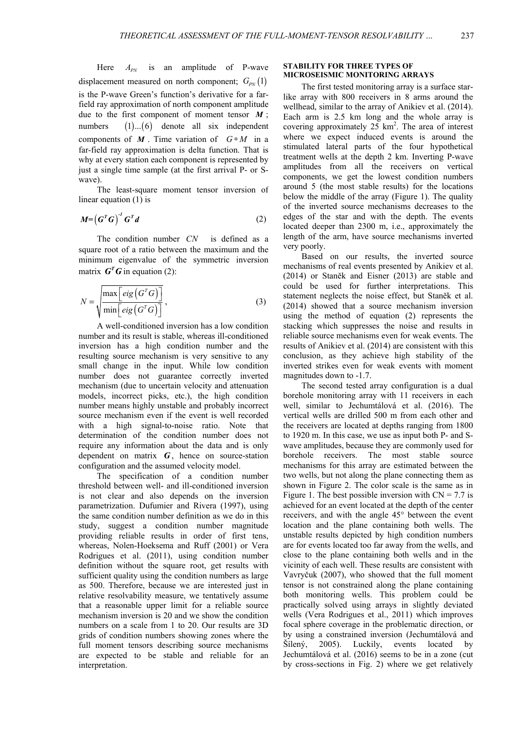Here $A_{PN}$ is an amplitude of P-wave displacement measured on north component; $G_{PN}(1)$ is the P-wave Green's function's derivative for a far-field ray approximation of north component amplitude due to the first component of moment tensor $\boldsymbol{M}$; numbers $(1)...(6)$ denote all six independent components of $\boldsymbol{M}$. Time variation of $G * M$ in a far-field ray approximation is delta function. That is why at every station each component is represented by just a single time sample (at the first arrival P- or S-wave).

The least-square moment tensor inversion of linear equation (1) is

$$\boldsymbol{M} = \left(\boldsymbol{G}^T \boldsymbol{G}\right)^{-1} \boldsymbol{G}^T \boldsymbol{d} \tag{2}$$

The condition number $CN$ is defined as a square root of a ratio between the maximum and the minimum eigenvalue of the symmetric inversion matrix $\boldsymbol{G}^T\boldsymbol{G}$ in equation (2):

$$N = \sqrt{\frac{\max\left[eig\left(G^T G\right)\right]}{\min\left[eig\left(G^T G\right)\right]}}, \tag{3}$$

A well-conditioned inversion has a low condition number and its result is stable, whereas ill-conditioned inversion has a high condition number and the resulting source mechanism is very sensitive to any small change in the input. While low condition number does not guarantee correctly inverted mechanism (due to uncertain velocity and attenuation models, incorrect picks, etc.), the high condition number means highly unstable and probably incorrect source mechanism even if the event is well recorded with a high signal-to-noise ratio. Note that determination of the condition number does not require any information about the data and is only dependent on matrix $\boldsymbol{G}$, hence on source-station configuration and the assumed velocity model.

The specification of a condition number threshold between well- and ill-conditioned inversion is not clear and also depends on the inversion parametrization. Dufumier and Rivera (1997), using the same condition number definition as we do in this study, suggest a condition number magnitude providing reliable results in order of first tens, whereas, Nolen-Hoeksema and Ruff (2001) or Vera Rodrigues et al. (2011), using condition number definition without the square root, get results with sufficient quality using the condition numbers as large as 500. Therefore, because we are interested just in relative resolvability measure, we tentatively assume that a reasonable upper limit for a reliable source mechanism inversion is 20 and we show the condition numbers on a scale from 1 to 20. Our results are 3D grids of condition numbers showing zones where the full moment tensors describing source mechanisms are expected to be stable and reliable for an interpretation.

## STABILITY FOR THREE TYPES OF MICROSEISMIC MONITORING ARRAYS

The first tested monitoring array is a surface star-like array with 800 receivers in 8 arms around the wellhead, similar to the array of Anikiev et al. (2014). Each arm is 2.5 km long and the whole array is covering approximately 25 km$^2$. The area of interest where we expect induced events is around the stimulated lateral parts of the four hypothetical treatment wells at the depth 2 km. Inverting P-wave amplitudes from all the receivers on vertical components, we get the lowest condition numbers around 5 (the most stable results) for the locations below the middle of the array (Figure 1). The quality of the inverted source mechanisms decreases to the edges of the star and with the depth. The events located deeper than 2300 m, i.e., approximately the length of the arm, have source mechanisms inverted very poorly.

Based on our results, the inverted source mechanisms of real events presented by Anikiev et al. (2014) or Staněk and Eisner (2013) are stable and could be used for further interpretations. This statement neglects the noise effect, but Staněk et al. (2014) showed that a source mechanism inversion using the method of equation (2) represents the stacking which suppresses the noise and results in reliable source mechanisms even for weak events. The results of Anikiev et al. (2014) are consistent with this conclusion, as they achieve high stability of the inverted strikes even for weak events with moment magnitudes down to -1.7.

The second tested array configuration is a dual borehole monitoring array with 11 receivers in each well, similar to Jechumtálová et al. (2016). The vertical wells are drilled 500 m from each other and the receivers are located at depths ranging from 1800 to 1920 m. In this case, we use as input both P- and S-wave amplitudes, because they are commonly used for borehole receivers. The most stable source mechanisms for this array are estimated between the two wells, but not along the plane connecting them as shown in Figure 2. The color scale is the same as in Figure 1. The best possible inversion with CN = 7.7 is achieved for an event located at the depth of the center receivers, and with the angle 45° between the event location and the plane containing both wells. The unstable results depicted by high condition numbers are for events located too far away from the wells, and close to the plane containing both wells and in the vicinity of each well. These results are consistent with Vavryčuk (2007), who showed that the full moment tensor is not constrained along the plane containing both monitoring wells. This problem could be practically solved using arrays in slightly deviated wells (Vera Rodrigues et al., 2011) which improves focal sphere coverage in the problematic direction, or by using a constrained inversion (Jechumtálová and Šílený, 2005). Luckily, events located by Jechumtálová et al. (2016) seems to be in a zone (cut by cross-sections in Fig. 2) where we get relatively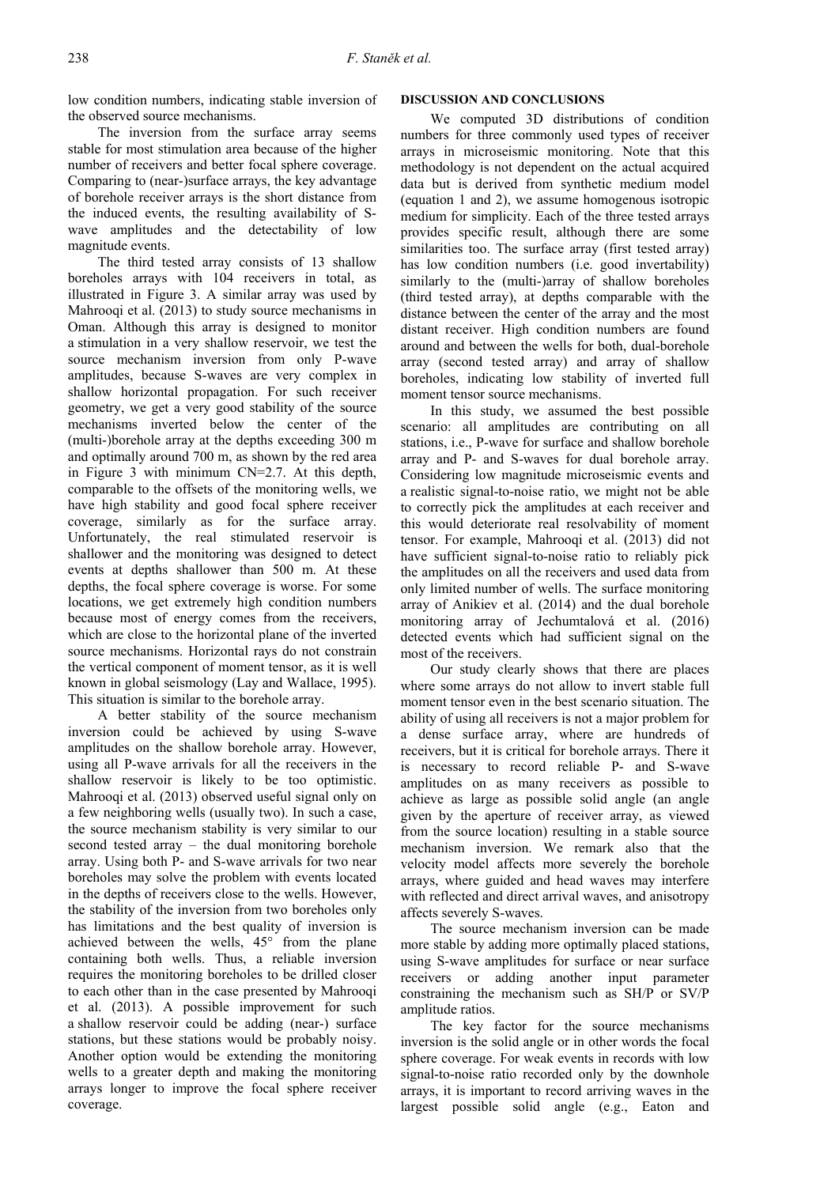low condition numbers, indicating stable inversion of the observed source mechanisms.

The inversion from the surface array seems stable for most stimulation area because of the higher number of receivers and better focal sphere coverage. Comparing to (near-)surface arrays, the key advantage of borehole receiver arrays is the short distance from the induced events, the resulting availability of S-wave amplitudes and the detectability of low magnitude events.

The third tested array consists of 13 shallow boreholes arrays with 104 receivers in total, as illustrated in Figure 3. A similar array was used by Mahrooqi et al. (2013) to study source mechanisms in Oman. Although this array is designed to monitor a stimulation in a very shallow reservoir, we test the source mechanism inversion from only P-wave amplitudes, because S-waves are very complex in shallow horizontal propagation. For such receiver geometry, we get a very good stability of the source mechanisms inverted below the center of the (multi-)borehole array at the depths exceeding 300 m and optimally around 700 m, as shown by the red area in Figure 3 with minimum CN=2.7. At this depth, comparable to the offsets of the monitoring wells, we have high stability and good focal sphere receiver coverage, similarly as for the surface array. Unfortunately, the real stimulated reservoir is shallower and the monitoring was designed to detect events at depths shallower than 500 m. At these depths, the focal sphere coverage is worse. For some locations, we get extremely high condition numbers because most of energy comes from the receivers, which are close to the horizontal plane of the inverted source mechanisms. Horizontal rays do not constrain the vertical component of moment tensor, as it is well known in global seismology (Lay and Wallace, 1995). This situation is similar to the borehole array.

A better stability of the source mechanism inversion could be achieved by using S-wave amplitudes on the shallow borehole array. However, using all P-wave arrivals for all the receivers in the shallow reservoir is likely to be too optimistic. Mahrooqi et al. (2013) observed useful signal only on a few neighboring wells (usually two). In such a case, the source mechanism stability is very similar to our second tested array – the dual monitoring borehole array. Using both P- and S-wave arrivals for two near boreholes may solve the problem with events located in the depths of receivers close to the wells. However, the stability of the inversion from two boreholes only has limitations and the best quality of inversion is achieved between the wells, 45° from the plane containing both wells. Thus, a reliable inversion requires the monitoring boreholes to be drilled closer to each other than in the case presented by Mahrooqi et al. (2013). A possible improvement for such a shallow reservoir could be adding (near-) surface stations, but these stations would be probably noisy. Another option would be extending the monitoring wells to a greater depth and making the monitoring arrays longer to improve the focal sphere receiver coverage.

## DISCUSSION AND CONCLUSIONS

We computed 3D distributions of condition numbers for three commonly used types of receiver arrays in microseismic monitoring. Note that this methodology is not dependent on the actual acquired data but is derived from synthetic medium model (equation 1 and 2), we assume homogenous isotropic medium for simplicity. Each of the three tested arrays provides specific result, although there are some similarities too. The surface array (first tested array) has low condition numbers (i.e. good invertability) similarly to the (multi-)array of shallow boreholes (third tested array), at depths comparable with the distance between the center of the array and the most distant receiver. High condition numbers are found around and between the wells for both, dual-borehole array (second tested array) and array of shallow boreholes, indicating low stability of inverted full moment tensor source mechanisms.

In this study, we assumed the best possible scenario: all amplitudes are contributing on all stations, i.e., P-wave for surface and shallow borehole array and P- and S-waves for dual borehole array. Considering low magnitude microseismic events and a realistic signal-to-noise ratio, we might not be able to correctly pick the amplitudes at each receiver and this would deteriorate real resolvability of moment tensor. For example, Mahrooqi et al. (2013) did not have sufficient signal-to-noise ratio to reliably pick the amplitudes on all the receivers and used data from only limited number of wells. The surface monitoring array of Anikiev et al. (2014) and the dual borehole monitoring array of Jechumtalová et al. (2016) detected events which had sufficient signal on the most of the receivers.

Our study clearly shows that there are places where some arrays do not allow to invert stable full moment tensor even in the best scenario situation. The ability of using all receivers is not a major problem for a dense surface array, where are hundreds of receivers, but it is critical for borehole arrays. There it is necessary to record reliable P- and S-wave amplitudes on as many receivers as possible to achieve as large as possible solid angle (an angle given by the aperture of receiver array, as viewed from the source location) resulting in a stable source mechanism inversion. We remark also that the velocity model affects more severely the borehole arrays, where guided and head waves may interfere with reflected and direct arrival waves, and anisotropy affects severely S-waves.

The source mechanism inversion can be made more stable by adding more optimally placed stations, using S-wave amplitudes for surface or near surface receivers or adding another input parameter constraining the mechanism such as SH/P or SV/P amplitude ratios.

The key factor for the source mechanisms inversion is the solid angle or in other words the focal sphere coverage. For weak events in records with low signal-to-noise ratio recorded only by the downhole arrays, it is important to record arriving waves in the largest possible solid angle (e.g., Eaton and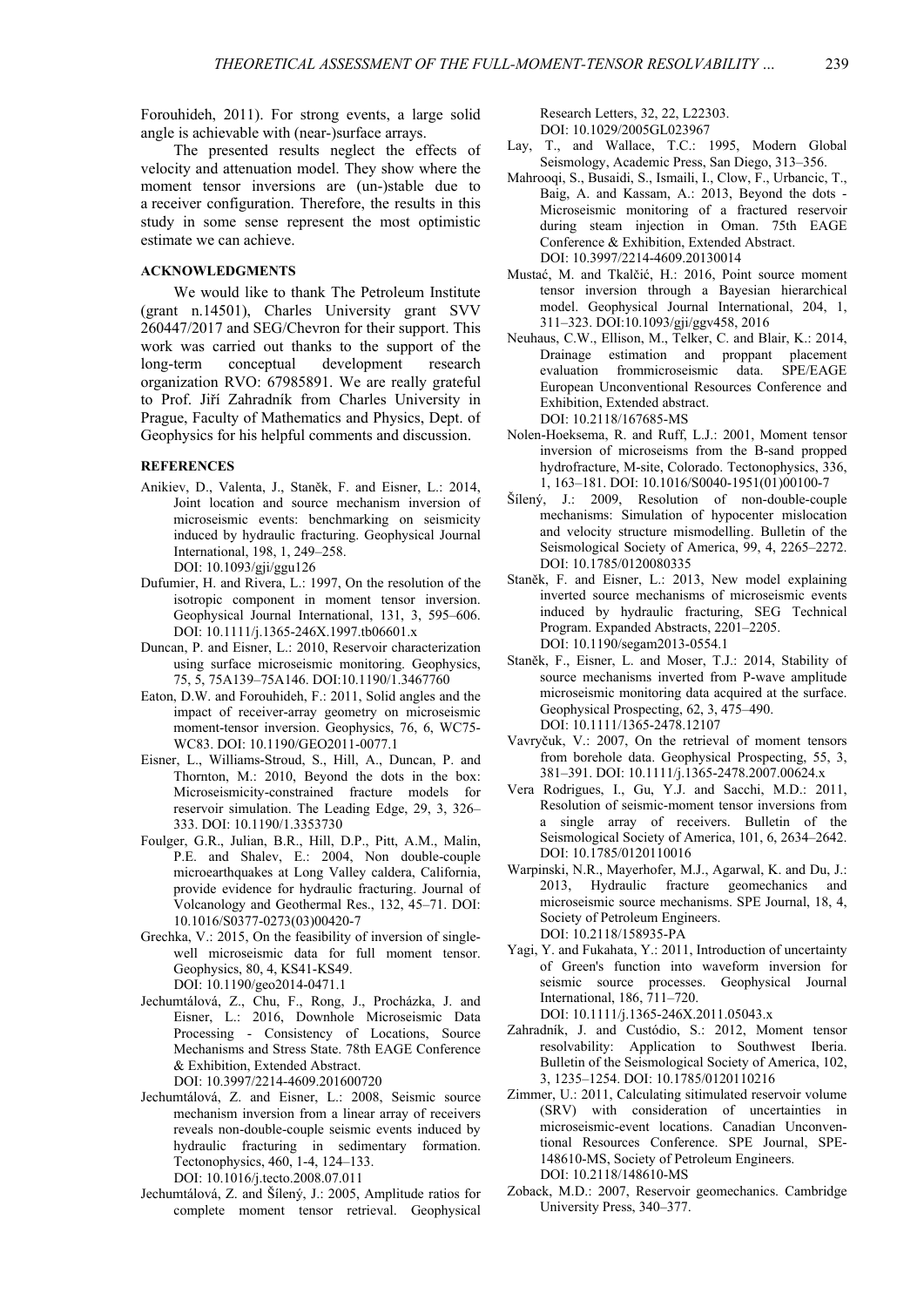Forouhideh, 2011). For strong events, a large solid angle is achievable with (near-)surface arrays.

The presented results neglect the effects of velocity and attenuation model. They show where the moment tensor inversions are (un-)stable due to a receiver configuration. Therefore, the results in this study in some sense represent the most optimistic estimate we can achieve.

## ACKNOWLEDGMENTS

We would like to thank The Petroleum Institute (grant n.14501), Charles University grant SVV 260447/2017 and SEG/Chevron for their support. This work was carried out thanks to the support of the long-term conceptual development research organization RVO: 67985891. We are really grateful to Prof. Jiří Zahradník from Charles University in Prague, Faculty of Mathematics and Physics, Dept. of Geophysics for his helpful comments and discussion.

## REFERENCES

Anikiev, D., Valenta, J., Staněk, F. and Eisner, L.: 2014, Joint location and source mechanism inversion of microseismic events: benchmarking on seismicity induced by hydraulic fracturing. Geophysical Journal International, 198, 1, 249–258. DOI: 10.1093/gji/ggu126

Dufumier, H. and Rivera, L.: 1997, On the resolution of the isotropic component in moment tensor inversion. Geophysical Journal International, 131, 3, 595–606. DOI: 10.1111/j.1365-246X.1997.tb06601.x

Duncan, P. and Eisner, L.: 2010, Reservoir characterization using surface microseismic monitoring. Geophysics, 75, 5, 75A139–75A146. DOI:10.1190/1.3467760

Eaton, D.W. and Forouhideh, F.: 2011, Solid angles and the impact of receiver-array geometry on microseismic moment-tensor inversion. Geophysics, 76, 6, WC75-WC83. DOI: 10.1190/GEO2011-0077.1

Eisner, L., Williams-Stroud, S., Hill, A., Duncan, P. and Thornton, M.: 2010, Beyond the dots in the box: Microseismicity-constrained fracture models for reservoir simulation. The Leading Edge, 29, 3, 326–333. DOI: 10.1190/1.3353730

Foulger, G.R., Julian, B.R., Hill, D.P., Pitt, A.M., Malin, P.E. and Shalev, E.: 2004, Non double-couple microearthquakes at Long Valley caldera, California, provide evidence for hydraulic fracturing. Journal of Volcanology and Geothermal Res., 132, 45–71. DOI: 10.1016/S0377-0273(03)00420-7

Grechka, V.: 2015, On the feasibility of inversion of single-well microseismic data for full moment tensor. Geophysics, 80, 4, KS41-KS49. DOI: 10.1190/geo2014-0471.1

Jechumtálová, Z., Chu, F., Rong, J., Procházka, J. and Eisner, L.: 2016, Downhole Microseismic Data Processing - Consistency of Locations, Source Mechanisms and Stress State. 78th EAGE Conference & Exhibition, Extended Abstract. DOI: 10.3997/2214-4609.201600720

Jechumtálová, Z. and Eisner, L.: 2008, Seismic source mechanism inversion from a linear array of receivers reveals non-double-couple seismic events induced by hydraulic fracturing in sedimentary formation. Tectonophysics, 460, 1-4, 124–133. DOI: 10.1016/j.tecto.2008.07.011

Jechumtálová, Z. and Šílený, J.: 2005, Amplitude ratios for complete moment tensor retrieval. Geophysical Research Letters, 32, 22, L22303. DOI: 10.1029/2005GL023967

Lay, T., and Wallace, T.C.: 1995, Modern Global Seismology, Academic Press, San Diego, 313–356.

Mahrooqi, S., Busaidi, S., Ismaili, I., Clow, F., Urbancic, T., Baig, A. and Kassam, A.: 2013, Beyond the dots - Microseismic monitoring of a fractured reservoir during steam injection in Oman. 75th EAGE Conference & Exhibition, Extended Abstract. DOI: 10.3997/2214-4609.20130014

Mustać, M. and Tkalčić, H.: 2016, Point source moment tensor inversion through a Bayesian hierarchical model. Geophysical Journal International, 204, 1, 311–323. DOI:10.1093/gji/ggv458, 2016

Neuhaus, C.W., Ellison, M., Telker, C. and Blair, K.: 2014, Drainage estimation and proppant placement evaluation frommicroseismic data. SPE/EAGE European Unconventional Resources Conference and Exhibition, Extended abstract. DOI: 10.2118/167685-MS

Nolen-Hoeksema, R. and Ruff, L.J.: 2001, Moment tensor inversion of microseisms from the B-sand propped hydrofracture, M-site, Colorado. Tectonophysics, 336, 1, 163–181. DOI: 10.1016/S0040-1951(01)00100-7

Šílený, J.: 2009, Resolution of non-double-couple mechanisms: Simulation of hypocenter mislocation and velocity structure mismodelling. Bulletin of the Seismological Society of America, 99, 4, 2265–2272. DOI: 10.1785/0120080335

Staněk, F. and Eisner, L.: 2013, New model explaining inverted source mechanisms of microseismic events induced by hydraulic fracturing, SEG Technical Program. Expanded Abstracts, 2201–2205. DOI: 10.1190/segam2013-0554.1

Staněk, F., Eisner, L. and Moser, T.J.: 2014, Stability of source mechanisms inverted from P-wave amplitude microseismic monitoring data acquired at the surface. Geophysical Prospecting, 62, 3, 475–490. DOI: 10.1111/1365-2478.12107

Vavryčuk, V.: 2007, On the retrieval of moment tensors from borehole data. Geophysical Prospecting, 55, 3, 381–391. DOI: 10.1111/j.1365-2478.2007.00624.x

Vera Rodrigues, I., Gu, Y.J. and Sacchi, M.D.: 2011, Resolution of seismic-moment tensor inversions from a single array of receivers. Bulletin of the Seismological Society of America, 101, 6, 2634–2642. DOI: 10.1785/0120110016

Warpinski, N.R., Mayerhofer, M.J., Agarwal, K. and Du, J.: 2013, Hydraulic fracture geomechanics and microseismic source mechanisms. SPE Journal, 18, 4, Society of Petroleum Engineers. DOI: 10.2118/158935-PA

Yagi, Y. and Fukahata, Y.: 2011, Introduction of uncertainty of Green's function into waveform inversion for seismic source processes. Geophysical Journal International, 186, 711–720. DOI: 10.1111/j.1365-246X.2011.05043.x

Zahradník, J. and Custódio, S.: 2012, Moment tensor resolvability: Application to Southwest Iberia. Bulletin of the Seismological Society of America, 102, 3, 1235–1254. DOI: 10.1785/0120110216

Zimmer, U.: 2011, Calculating stimulated reservoir volume (SRV) with consideration of uncertainties in microseismic-event locations. Canadian Unconventional Resources Conference. SPE Journal, SPE-148610-MS, Society of Petroleum Engineers. DOI: 10.2118/148610-MS

Zoback, M.D.: 2007, Reservoir geomechanics. Cambridge University Press, 340–377.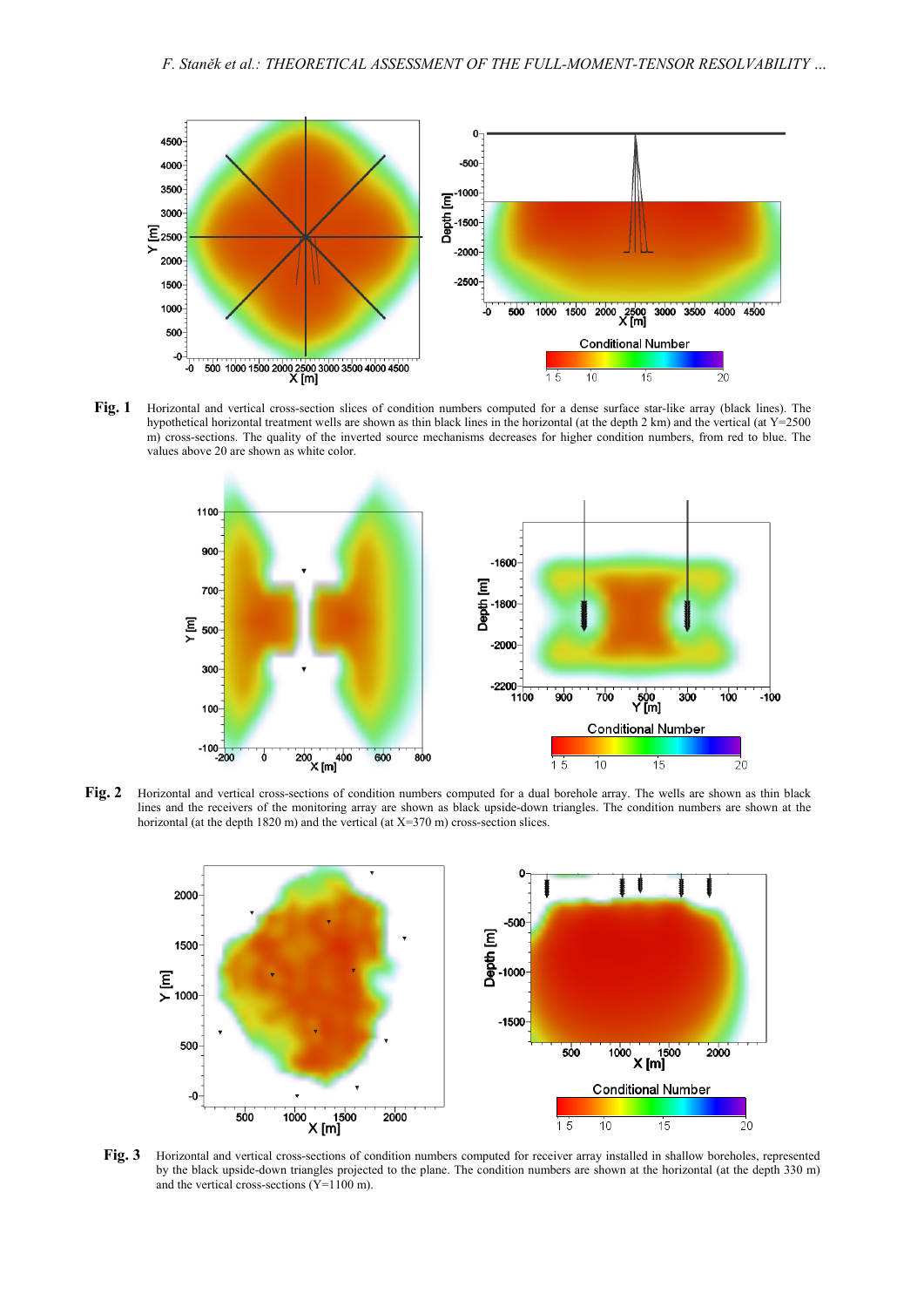Y [m]
4500
4000
3500
3000
2500
2000
1500
1000
500
-0
-0 500 1000 1500 2000 2500 3000 3500 4000 4500
X [m]

Depth [m]
0
-500
-1000
-1500
-2000
-2500
-0 500 1000 1500 2000 2500 3000 3500 4000 4500
X [m]

Conditional Number
1.5 10 15 20

**Fig. 1** Horizontal and vertical cross-section slices of condition numbers computed for a dense surface star-like array (black lines). The hypothetical horizontal treatment wells are shown as thin black lines in the horizontal (at the depth 2 km) and the vertical (at Y=2500 m) cross-sections. The quality of the inverted source mechanisms decreases for higher condition numbers, from red to blue. The values above 20 are shown as white color.

Y [m]
1100
900
700
500
300
100
-100
-200 0 200 400 600 800
X [m]

Depth [m]
-1600
-1800
-2000
-2200
1100 900 700 500 300 100 -100
Y [m]

Conditional Number
1.5 10 15 20

**Fig. 2** Horizontal and vertical cross-sections of condition numbers computed for a dual borehole array. The wells are shown as thin black lines and the receivers of the monitoring array are shown as black upside-down triangles. The condition numbers are shown at the horizontal (at the depth 1820 m) and the vertical (at X=370 m) cross-section slices.

Y [m]
2000
1500
1000
500
-0
500 1000 1500 2000
X [m]

Depth [m]
0
-500
-1000
-1500
500 1000 1500 2000
X [m]

Conditional Number
1.5 10 15 20

**Fig. 3** Horizontal and vertical cross-sections of condition numbers computed for receiver array installed in shallow boreholes, represented by the black upside-down triangles projected to the plane. The condition numbers are shown at the horizontal (at the depth 330 m) and the vertical cross-sections (Y=1100 m).